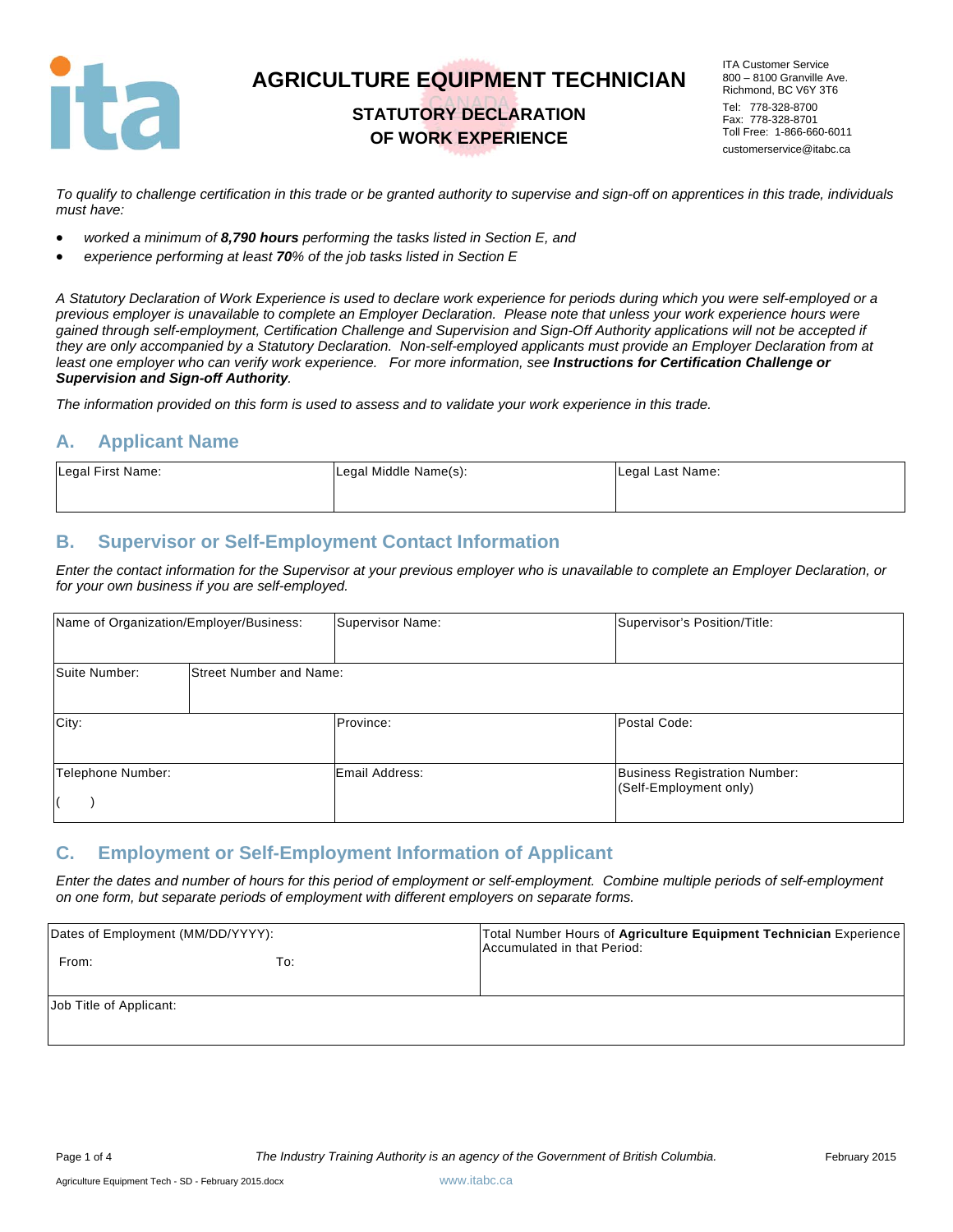# AGRICULTURE EQUIPMENT TECHNICIAN

## STATUTORY DECLARATION OF WORK EXPERIENCE

ITA Customer Service
800 – 8100 Granville Ave.
Richmond, BC V6Y 3T6
Tel: 778-328-8700
Fax: 778-328-8701
Toll Free: 1-866-660-6011
customerservice@itabc.ca

*To qualify to challenge certification in this trade or be granted authority to supervise and sign-off on apprentices in this trade, individuals must have:*

- *worked a minimum of **8,790 hours** performing the tasks listed in Section E, and*
- *experience performing at least **70**% of the job tasks listed in Section E*

*A Statutory Declaration of Work Experience is used to declare work experience for periods during which you were self-employed or a previous employer is unavailable to complete an Employer Declaration. Please note that unless your work experience hours were gained through self-employment, Certification Challenge and Supervision and Sign-Off Authority applications will not be accepted if they are only accompanied by a Statutory Declaration. Non-self-employed applicants must provide an Employer Declaration from at least one employer who can verify work experience. For more information, see **Instructions for Certification Challenge or Supervision and Sign-off Authority**.*

*The information provided on this form is used to assess and to validate your work experience in this trade.*

## A. Applicant Name

| Legal First Name: | Legal Middle Name(s): | Legal Last Name: |
|---|---|---|
| | | |

## B. Supervisor or Self-Employment Contact Information

*Enter the contact information for the Supervisor at your previous employer who is unavailable to complete an Employer Declaration, or for your own business if you are self-employed.*

| Name of Organization/Employer/Business: | | Supervisor Name: | Supervisor's Position/Title: |
|---|---|---|---|
| Suite Number: | Street Number and Name: | | |
| City: | | Province: | Postal Code: |
| Telephone Number: ( ) | | Email Address: | Business Registration Number: (Self-Employment only) |

## C. Employment or Self-Employment Information of Applicant

*Enter the dates and number of hours for this period of employment or self-employment. Combine multiple periods of self-employment on one form, but separate periods of employment with different employers on separate forms.*

| Dates of Employment (MM/DD/YYYY): From: To: | Total Number Hours of **Agriculture Equipment Technician** Experience Accumulated in that Period: |
|---|---|
| Job Title of Applicant: | |

*The Industry Training Authority is an agency of the Government of British Columbia.*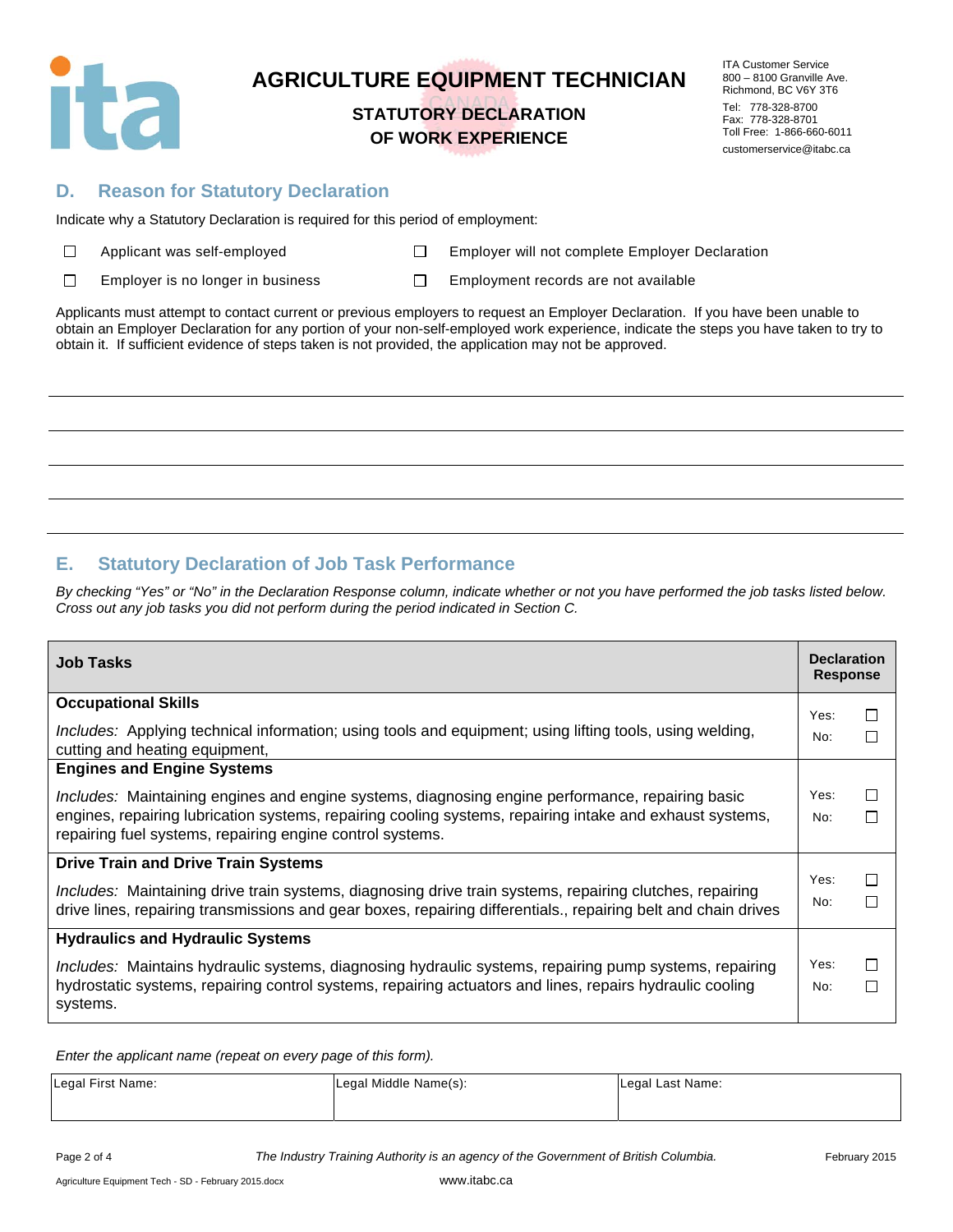# AGRICULTURE EQUIPMENT TECHNICIAN

## STATUTORY DECLARATION OF WORK EXPERIENCE

ITA Customer Service
800 – 8100 Granville Ave.
Richmond, BC V6Y 3T6
Tel: 778-328-8700
Fax: 778-328-8701
Toll Free: 1-866-660-6011
customerservice@itabc.ca

## D. Reason for Statutory Declaration

Indicate why a Statutory Declaration is required for this period of employment:

- ☐ Applicant was self-employed
- ☐ Employer will not complete Employer Declaration
- ☐ Employer is no longer in business
- ☐ Employment records are not available

Applicants must attempt to contact current or previous employers to request an Employer Declaration. If you have been unable to obtain an Employer Declaration for any portion of your non-self-employed work experience, indicate the steps you have taken to try to obtain it. If sufficient evidence of steps taken is not provided, the application may not be approved.

______________________________________________________________________

______________________________________________________________________

______________________________________________________________________

______________________________________________________________________

## E. Statutory Declaration of Job Task Performance

*By checking "Yes" or "No" in the Declaration Response column, indicate whether or not you have performed the job tasks listed below. Cross out any job tasks you did not perform during the period indicated in Section C.*

| Job Tasks | Declaration Response |
|---|---|
| **Occupational Skills**<br>*Includes:* Applying technical information; using tools and equipment; using lifting tools, using welding, cutting and heating equipment, | Yes: ☐<br>No: ☐ |
| **Engines and Engine Systems**<br>*Includes:* Maintaining engines and engine systems, diagnosing engine performance, repairing basic engines, repairing lubrication systems, repairing cooling systems, repairing intake and exhaust systems, repairing fuel systems, repairing engine control systems. | Yes: ☐<br>No: ☐ |
| **Drive Train and Drive Train Systems**<br>*Includes:* Maintaining drive train systems, diagnosing drive train systems, repairing clutches, repairing drive lines, repairing transmissions and gear boxes, repairing differentials., repairing belt and chain drives | Yes: ☐<br>No: ☐ |
| **Hydraulics and Hydraulic Systems**<br>*Includes:* Maintains hydraulic systems, diagnosing hydraulic systems, repairing pump systems, repairing hydrostatic systems, repairing control systems, repairing actuators and lines, repairs hydraulic cooling systems. | Yes: ☐<br>No: ☐ |

*Enter the applicant name (repeat on every page of this form).*

| Legal First Name: | Legal Middle Name(s): | Legal Last Name: |
|---|---|---|
| | | |

*The Industry Training Authority is an agency of the Government of British Columbia.*

February 2015

Agriculture Equipment Tech - SD - February 2015.docx

www.itabc.ca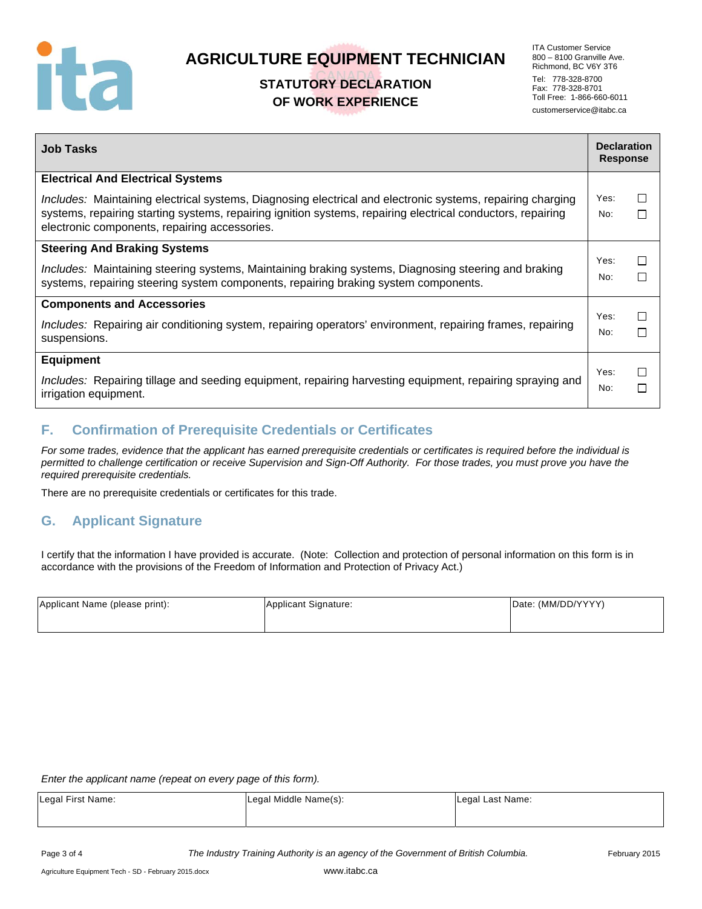# AGRICULTURE EQUIPMENT TECHNICIAN

## STATUTORY DECLARATION OF WORK EXPERIENCE

ITA Customer Service
800 – 8100 Granville Ave.
Richmond, BC V6Y 3T6
Tel: 778-328-8700
Fax: 778-328-8701
Toll Free: 1-866-660-6011
customerservice@itabc.ca

| Job Tasks | Declaration Response |
|---|---|
| **Electrical And Electrical Systems**<br><br>*Includes:* Maintaining electrical systems, Diagnosing electrical and electronic systems, repairing charging systems, repairing starting systems, repairing ignition systems, repairing electrical conductors, repairing electronic components, repairing accessories. | Yes: ☐<br>No: ☐ |
| **Steering And Braking Systems**<br><br>*Includes:* Maintaining steering systems, Maintaining braking systems, Diagnosing steering and braking systems, repairing steering system components, repairing braking system components. | Yes: ☐<br>No: ☐ |
| **Components and Accessories**<br><br>*Includes:* Repairing air conditioning system, repairing operators' environment, repairing frames, repairing suspensions. | Yes: ☐<br>No: ☐ |
| **Equipment**<br><br>*Includes:* Repairing tillage and seeding equipment, repairing harvesting equipment, repairing spraying and irrigation equipment. | Yes: ☐<br>No: ☐ |

## F. Confirmation of Prerequisite Credentials or Certificates

*For some trades, evidence that the applicant has earned prerequisite credentials or certificates is required before the individual is permitted to challenge certification or receive Supervision and Sign-Off Authority. For those trades, you must prove you have the required prerequisite credentials.*

There are no prerequisite credentials or certificates for this trade.

## G. Applicant Signature

I certify that the information I have provided is accurate. (Note: Collection and protection of personal information on this form is in accordance with the provisions of the Freedom of Information and Protection of Privacy Act.)

| Applicant Name (please print): | Applicant Signature: | Date: (MM/DD/YYYY) |
|---|---|---|
| | | |

*Enter the applicant name (repeat on every page of this form).*

| Legal First Name: | Legal Middle Name(s): | Legal Last Name: |
|---|---|---|
| | | |

*The Industry Training Authority is an agency of the Government of British Columbia.*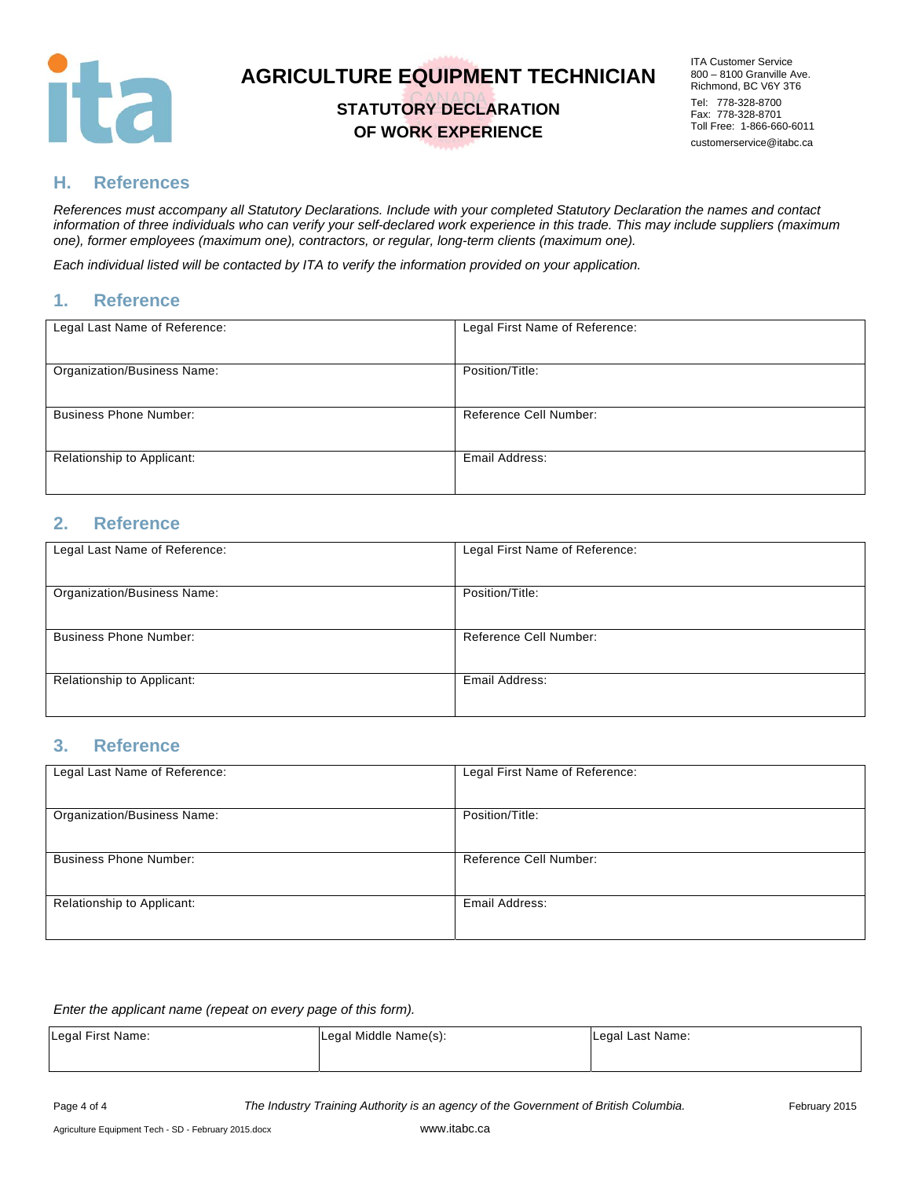# AGRICULTURE EQUIPMENT TECHNICIAN

## STATUTORY DECLARATION OF WORK EXPERIENCE

ITA Customer Service
800 – 8100 Granville Ave.
Richmond, BC V6Y 3T6
Tel: 778-328-8700
Fax: 778-328-8701
Toll Free: 1-866-660-6011
customerservice@itabc.ca

## H. References

*References must accompany all Statutory Declarations. Include with your completed Statutory Declaration the names and contact information of three individuals who can verify your self-declared work experience in this trade. This may include suppliers (maximum one), former employees (maximum one), contractors, or regular, long-term clients (maximum one).*

*Each individual listed will be contacted by ITA to verify the information provided on your application.*

### 1. Reference

| | |
|---|---|
| Legal Last Name of Reference: | Legal First Name of Reference: |
| Organization/Business Name: | Position/Title: |
| Business Phone Number: | Reference Cell Number: |
| Relationship to Applicant: | Email Address: |

### 2. Reference

| | |
|---|---|
| Legal Last Name of Reference: | Legal First Name of Reference: |
| Organization/Business Name: | Position/Title: |
| Business Phone Number: | Reference Cell Number: |
| Relationship to Applicant: | Email Address: |

### 3. Reference

| | |
|---|---|
| Legal Last Name of Reference: | Legal First Name of Reference: |
| Organization/Business Name: | Position/Title: |
| Business Phone Number: | Reference Cell Number: |
| Relationship to Applicant: | Email Address: |

*Enter the applicant name (repeat on every page of this form).*

| | | |
|---|---|---|
| Legal First Name: | Legal Middle Name(s): | Legal Last Name: |

*The Industry Training Authority is an agency of the Government of British Columbia.*

February 2015

Agriculture Equipment Tech - SD - February 2015.docx

www.itabc.ca